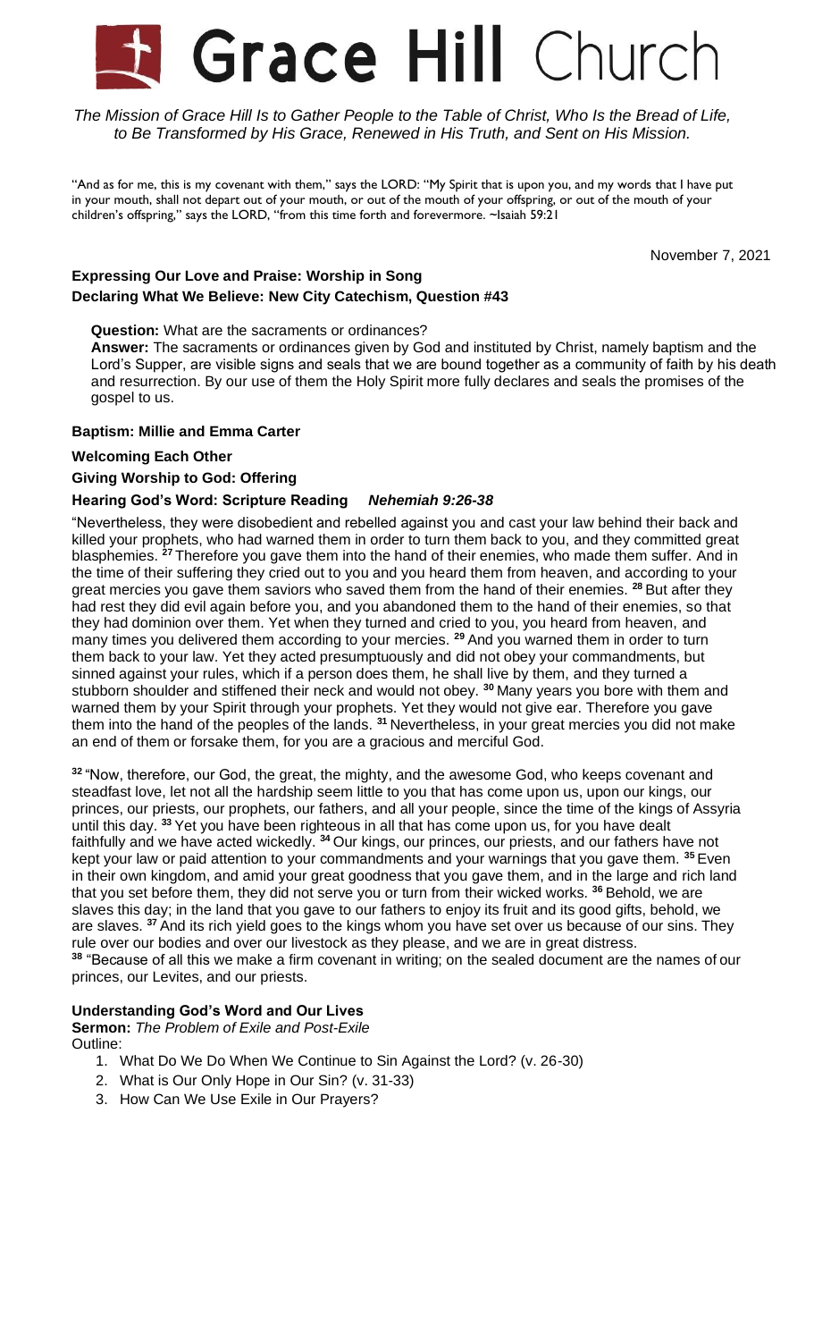# Grace Hill Church

*The Mission of Grace Hill Is to Gather People to the Table of Christ, Who Is the Bread of Life, to Be Transformed by His Grace, Renewed in His Truth, and Sent on His Mission.*

"And as for me, this is my covenant with them," says the LORD: "My Spirit that is upon you, and my words that I have put in your mouth, shall not depart out of your mouth, or out of the mouth of your offspring, or out of the mouth of your children's offspring," says the LORD, "from this time forth and forevermore. ~Isaiah 59:21

November 7, 2021

**Expressing Our Love and Praise: Worship in Song**

**Declaring What We Believe: New City Catechism, Question #43**

**Question:** What are the sacraments or ordinances?

**Answer:** The sacraments or ordinances given by God and instituted by Christ, namely baptism and the Lord's Supper, are visible signs and seals that we are bound together as a community of faith by his death and resurrection. By our use of them the Holy Spirit more fully declares and seals the promises of the gospel to us.

**Baptism: Millie and Emma Carter**

**Welcoming Each Other**

**Giving Worship to God: Offering**

**Hearing God's Word: Scripture Reading** ***Nehemiah 9:26-38***

"Nevertheless, they were disobedient and rebelled against you and cast your law behind their back and killed your prophets, who had warned them in order to turn them back to you, and they committed great blasphemies. **27** Therefore you gave them into the hand of their enemies, who made them suffer. And in the time of their suffering they cried out to you and you heard them from heaven, and according to your great mercies you gave them saviors who saved them from the hand of their enemies. **28** But after they had rest they did evil again before you, and you abandoned them to the hand of their enemies, so that they had dominion over them. Yet when they turned and cried to you, you heard from heaven, and many times you delivered them according to your mercies. **29** And you warned them in order to turn them back to your law. Yet they acted presumptuously and did not obey your commandments, but sinned against your rules, which if a person does them, he shall live by them, and they turned a stubborn shoulder and stiffened their neck and would not obey. **30** Many years you bore with them and warned them by your Spirit through your prophets. Yet they would not give ear. Therefore you gave them into the hand of the peoples of the lands. **31** Nevertheless, in your great mercies you did not make an end of them or forsake them, for you are a gracious and merciful God.

**32** "Now, therefore, our God, the great, the mighty, and the awesome God, who keeps covenant and steadfast love, let not all the hardship seem little to you that has come upon us, upon our kings, our princes, our priests, our prophets, our fathers, and all your people, since the time of the kings of Assyria until this day. **33** Yet you have been righteous in all that has come upon us, for you have dealt faithfully and we have acted wickedly. **34** Our kings, our princes, our priests, and our fathers have not kept your law or paid attention to your commandments and your warnings that you gave them. **35** Even in their own kingdom, and amid your great goodness that you gave them, and in the large and rich land that you set before them, they did not serve you or turn from their wicked works. **36** Behold, we are slaves this day; in the land that you gave to our fathers to enjoy its fruit and its good gifts, behold, we are slaves. **37** And its rich yield goes to the kings whom you have set over us because of our sins. They rule over our bodies and over our livestock as they please, and we are in great distress.
**38** "Because of all this we make a firm covenant in writing; on the sealed document are the names of our princes, our Levites, and our priests.

**Understanding God's Word and Our Lives**

**Sermon:** *The Problem of Exile and Post-Exile*

Outline:

1. What Do We Do When We Continue to Sin Against the Lord? (v. 26-30)
2. What is Our Only Hope in Our Sin? (v. 31-33)
3. How Can We Use Exile in Our Prayers?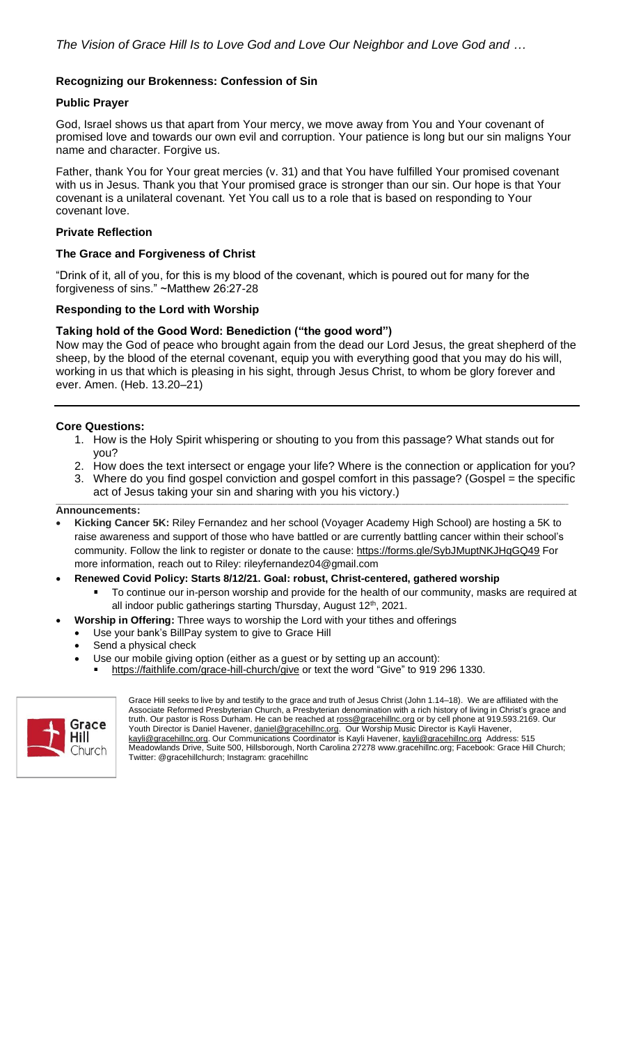*The Vision of Grace Hill Is to Love God and Love Our Neighbor and Love God and …*

**Recognizing our Brokenness: Confession of Sin**

**Public Prayer**

God, Israel shows us that apart from Your mercy, we move away from You and Your covenant of promised love and towards our own evil and corruption. Your patience is long but our sin maligns Your name and character. Forgive us.

Father, thank You for Your great mercies (v. 31) and that You have fulfilled Your promised covenant with us in Jesus. Thank you that Your promised grace is stronger than our sin. Our hope is that Your covenant is a unilateral covenant. Yet You call us to a role that is based on responding to Your covenant love.

**Private Reflection**

**The Grace and Forgiveness of Christ**

"Drink of it, all of you, for this is my blood of the covenant, which is poured out for many for the forgiveness of sins." ~Matthew 26:27-28

**Responding to the Lord with Worship**

**Taking hold of the Good Word: Benediction ("the good word")**

Now may the God of peace who brought again from the dead our Lord Jesus, the great shepherd of the sheep, by the blood of the eternal covenant, equip you with everything good that you may do his will, working in us that which is pleasing in his sight, through Jesus Christ, to whom be glory forever and ever. Amen. (Heb. 13.20–21)

---

**Core Questions:**

1. How is the Holy Spirit whispering or shouting to you from this passage? What stands out for you?
2. How does the text intersect or engage your life? Where is the connection or application for you?
3. Where do you find gospel conviction and gospel comfort in this passage? (Gospel = the specific act of Jesus taking your sin and sharing with you his victory.)

**Announcements:**

- **Kicking Cancer 5K:** Riley Fernandez and her school (Voyager Academy High School) are hosting a 5K to raise awareness and support of those who have battled or are currently battling cancer within their school's community. Follow the link to register or donate to the cause: https://forms.gle/SybJMuptNKJHqGQ49 For more information, reach out to Riley: rileyfernandez04@gmail.com
- **Renewed Covid Policy: Starts 8/12/21. Goal: robust, Christ-centered, gathered worship**
  - To continue our in-person worship and provide for the health of our community, masks are required at all indoor public gatherings starting Thursday, August 12th, 2021.
- **Worship in Offering:** Three ways to worship the Lord with your tithes and offerings
  - Use your bank's BillPay system to give to Grace Hill
  - Send a physical check
  - Use our mobile giving option (either as a guest or by setting up an account):
    - https://faithlife.com/grace-hill-church/give or text the word "Give" to 919 296 1330.

Grace Hill Church

Grace Hill seeks to live by and testify to the grace and truth of Jesus Christ (John 1.14–18). We are affiliated with the Associate Reformed Presbyterian Church, a Presbyterian denomination with a rich history of living in Christ's grace and truth. Our pastor is Ross Durham. He can be reached at ross@gracehillnc.org or by cell phone at 919.593.2169. Our Youth Director is Daniel Havener, daniel@gracehillnc.org. Our Worship Music Director is Kayli Havener, kayli@gracehillnc.org. Our Communications Coordinator is Kayli Havener, kayli@gracehillnc.org Address: 515 Meadowlands Drive, Suite 500, Hillsborough, North Carolina 27278 www.gracehillnc.org; Facebook: Grace Hill Church; Twitter: @gracehillchurch; Instagram: gracehillnc